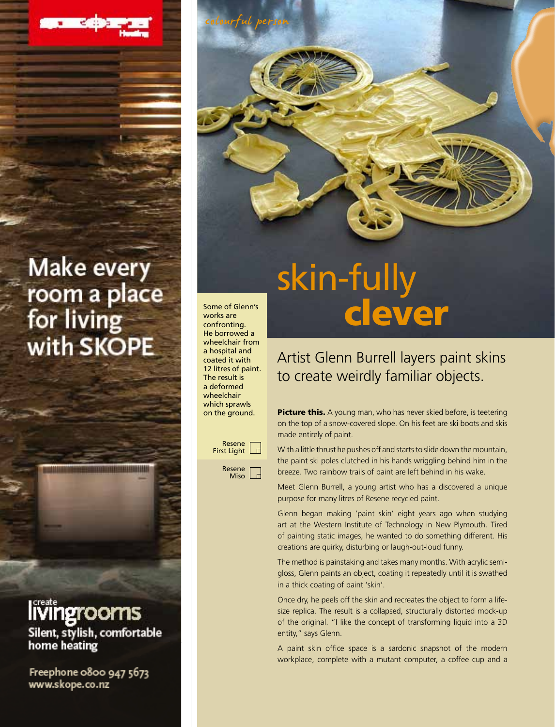Make every room a place for living with SKOPE

create livingrooms

Silent, stylish, comfortable home heating

Freephone 0800 947 5673
www.skope.co.nz

*colourful person*

# skin-fully **clever**

Some of Glenn's works are confronting. He borrowed a wheelchair from a hospital and coated it with 12 litres of paint. The result is a deformed wheelchair which sprawls on the ground.

Resene First Light

Resene Miso

## Artist Glenn Burrell layers paint skins to create weirdly familiar objects.

**Picture this.** A young man, who has never skied before, is teetering on the top of a snow-covered slope. On his feet are ski boots and skis made entirely of paint.

With a little thrust he pushes off and starts to slide down the mountain, the paint ski poles clutched in his hands wriggling behind him in the breeze. Two rainbow trails of paint are left behind in his wake.

Meet Glenn Burrell, a young artist who has a discovered a unique purpose for many litres of Resene recycled paint.

Glenn began making 'paint skin' eight years ago when studying art at the Western Institute of Technology in New Plymouth. Tired of painting static images, he wanted to do something different. His creations are quirky, disturbing or laugh-out-loud funny.

The method is painstaking and takes many months. With acrylic semi-gloss, Glenn paints an object, coating it repeatedly until it is swathed in a thick coating of paint 'skin'.

Once dry, he peels off the skin and recreates the object to form a life-size replica. The result is a collapsed, structurally distorted mock-up of the original. "I like the concept of transforming liquid into a 3D entity," says Glenn.

A paint skin office space is a sardonic snapshot of the modern workplace, complete with a mutant computer, a coffee cup and a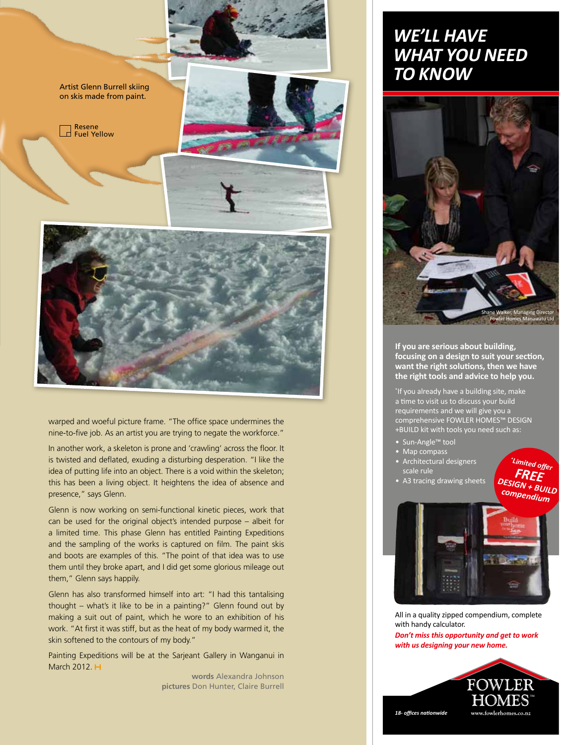Artist Glenn Burrell skiing on skis made from paint.

Resene Fuel Yellow

warped and woeful picture frame. "The office space undermines the nine-to-five job. As an artist you are trying to negate the workforce."

In another work, a skeleton is prone and 'crawling' across the floor. It is twisted and deflated, exuding a disturbing desperation. "I like the idea of putting life into an object. There is a void within the skeleton; this has been a living object. It heightens the idea of absence and presence," says Glenn.

Glenn is now working on semi-functional kinetic pieces, work that can be used for the original object's intended purpose – albeit for a limited time. This phase Glenn has entitled Painting Expeditions and the sampling of the works is captured on film. The paint skis and boots are examples of this. "The point of that idea was to use them until they broke apart, and I did get some glorious mileage out them," Glenn says happily.

Glenn has also transformed himself into art: "I had this tantalising thought – what's it like to be in a painting?" Glenn found out by making a suit out of paint, which he wore to an exhibition of his work. "At first it was stiff, but as the heat of my body warmed it, the skin softened to the contours of my body."

Painting Expeditions will be at the Sarjeant Gallery in Wanganui in March 2012.

**words** Alexandra Johnson
**pictures** Don Hunter, Claire Burrell

# *WE'LL HAVE WHAT YOU NEED TO KNOW*

Shane Walker, Managing Director Fowler Homes Manawatu Ltd

**If you are serious about building, focusing on a design to suit your section, want the right solutions, then we have the right tools and advice to help you.**

*If you already have a building site, make a time to visit us to discuss your build requirements and we will give you a comprehensive FOWLER HOMES™ DESIGN +BUILD kit with tools you need such as:

- Sun-Angle™ tool
- Map compass
- Architectural designers scale rule
- A3 tracing drawing sheets

*Limited offer **FREE** DESIGN + BUILD compendium*

All in a quality zipped compendium, complete with handy calculator.

***Don't miss this opportunity and get to work with us designing your new home.***

FOWLER HOMES™

*18- offices nationwide*

www.fowlerhomes.co.nz